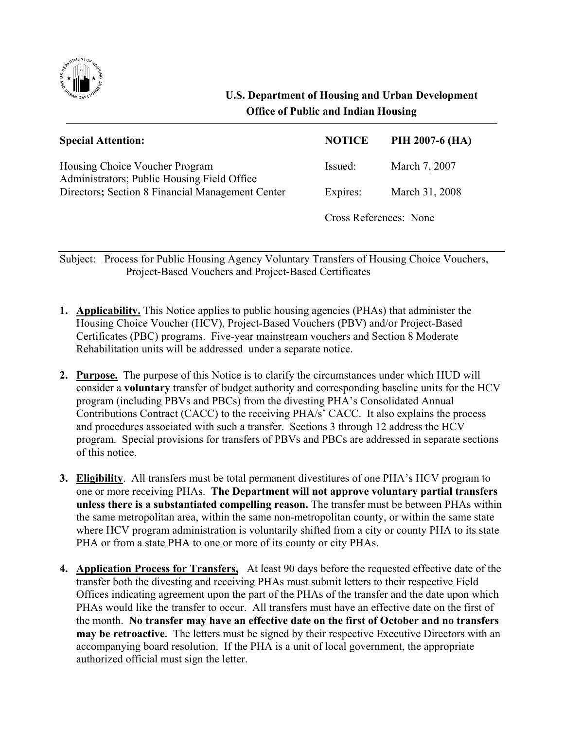**U.S. Department of Housing and Urban Development**
**Office of Public and Indian Housing**

---

| **Special Attention:** | **NOTICE** | **PIH 2007-6 (HA)** |
|---|---|---|
| Housing Choice Voucher Program Administrators; Public Housing Field Office Directors**;** Section 8 Financial Management Center | Issued: | March 7, 2007 |
| | Expires: | March 31, 2008 |
| | Cross References: None | |

---

Subject: Process for Public Housing Agency Voluntary Transfers of Housing Choice Vouchers, Project-Based Vouchers and Project-Based Certificates

1. **Applicability.** This Notice applies to public housing agencies (PHAs) that administer the Housing Choice Voucher (HCV), Project-Based Vouchers (PBV) and/or Project-Based Certificates (PBC) programs. Five-year mainstream vouchers and Section 8 Moderate Rehabilitation units will be addressed under a separate notice.

2. **Purpose.** The purpose of this Notice is to clarify the circumstances under which HUD will consider a **voluntary** transfer of budget authority and corresponding baseline units for the HCV program (including PBVs and PBCs) from the divesting PHA's Consolidated Annual Contributions Contract (CACC) to the receiving PHA/s' CACC. It also explains the process and procedures associated with such a transfer. Sections 3 through 12 address the HCV program. Special provisions for transfers of PBVs and PBCs are addressed in separate sections of this notice.

3. **Eligibility**. All transfers must be total permanent divestitures of one PHA's HCV program to one or more receiving PHAs. **The Department will not approve voluntary partial transfers unless there is a substantiated compelling reason.** The transfer must be between PHAs within the same metropolitan area, within the same non-metropolitan county, or within the same state where HCV program administration is voluntarily shifted from a city or county PHA to its state PHA or from a state PHA to one or more of its county or city PHAs.

4. **Application Process for Transfers,** At least 90 days before the requested effective date of the transfer both the divesting and receiving PHAs must submit letters to their respective Field Offices indicating agreement upon the part of the PHAs of the transfer and the date upon which PHAs would like the transfer to occur. All transfers must have an effective date on the first of the month. **No transfer may have an effective date on the first of October and no transfers may be retroactive.** The letters must be signed by their respective Executive Directors with an accompanying board resolution. If the PHA is a unit of local government, the appropriate authorized official must sign the letter.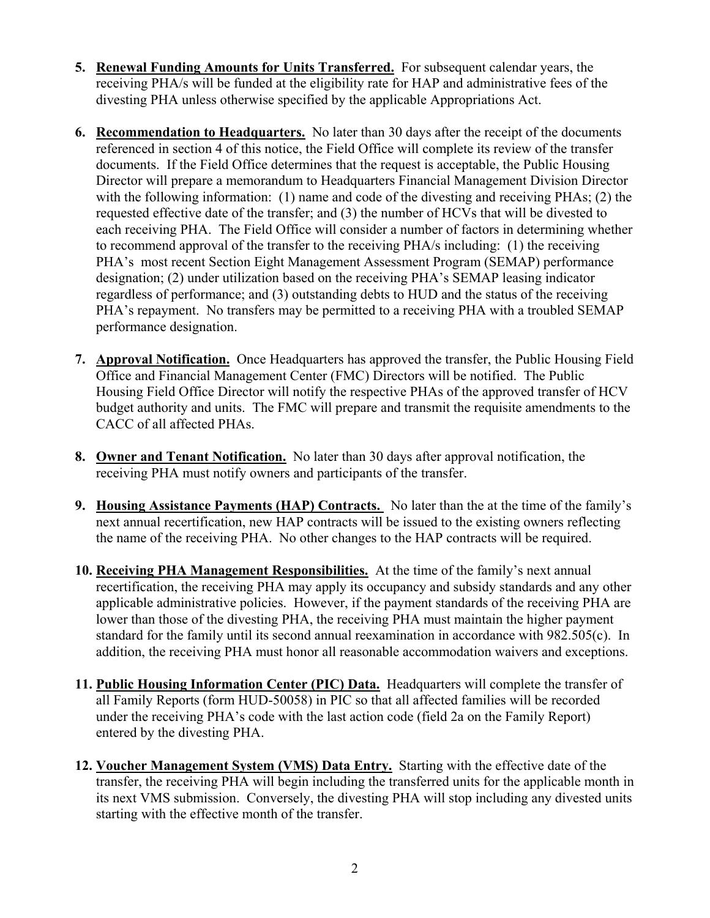5. **Renewal Funding Amounts for Units Transferred.** For subsequent calendar years, the receiving PHA/s will be funded at the eligibility rate for HAP and administrative fees of the divesting PHA unless otherwise specified by the applicable Appropriations Act.

6. **Recommendation to Headquarters.** No later than 30 days after the receipt of the documents referenced in section 4 of this notice, the Field Office will complete its review of the transfer documents. If the Field Office determines that the request is acceptable, the Public Housing Director will prepare a memorandum to Headquarters Financial Management Division Director with the following information: (1) name and code of the divesting and receiving PHAs; (2) the requested effective date of the transfer; and (3) the number of HCVs that will be divested to each receiving PHA. The Field Office will consider a number of factors in determining whether to recommend approval of the transfer to the receiving PHA/s including: (1) the receiving PHA's most recent Section Eight Management Assessment Program (SEMAP) performance designation; (2) under utilization based on the receiving PHA's SEMAP leasing indicator regardless of performance; and (3) outstanding debts to HUD and the status of the receiving PHA's repayment. No transfers may be permitted to a receiving PHA with a troubled SEMAP performance designation.

7. **Approval Notification.** Once Headquarters has approved the transfer, the Public Housing Field Office and Financial Management Center (FMC) Directors will be notified. The Public Housing Field Office Director will notify the respective PHAs of the approved transfer of HCV budget authority and units. The FMC will prepare and transmit the requisite amendments to the CACC of all affected PHAs.

8. **Owner and Tenant Notification.** No later than 30 days after approval notification, the receiving PHA must notify owners and participants of the transfer.

9. **Housing Assistance Payments (HAP) Contracts.** No later than the at the time of the family's next annual recertification, new HAP contracts will be issued to the existing owners reflecting the name of the receiving PHA. No other changes to the HAP contracts will be required.

10. **Receiving PHA Management Responsibilities.** At the time of the family's next annual recertification, the receiving PHA may apply its occupancy and subsidy standards and any other applicable administrative policies. However, if the payment standards of the receiving PHA are lower than those of the divesting PHA, the receiving PHA must maintain the higher payment standard for the family until its second annual reexamination in accordance with 982.505(c). In addition, the receiving PHA must honor all reasonable accommodation waivers and exceptions.

11. **Public Housing Information Center (PIC) Data.** Headquarters will complete the transfer of all Family Reports (form HUD-50058) in PIC so that all affected families will be recorded under the receiving PHA's code with the last action code (field 2a on the Family Report) entered by the divesting PHA.

12. **Voucher Management System (VMS) Data Entry.** Starting with the effective date of the transfer, the receiving PHA will begin including the transferred units for the applicable month in its next VMS submission. Conversely, the divesting PHA will stop including any divested units starting with the effective month of the transfer.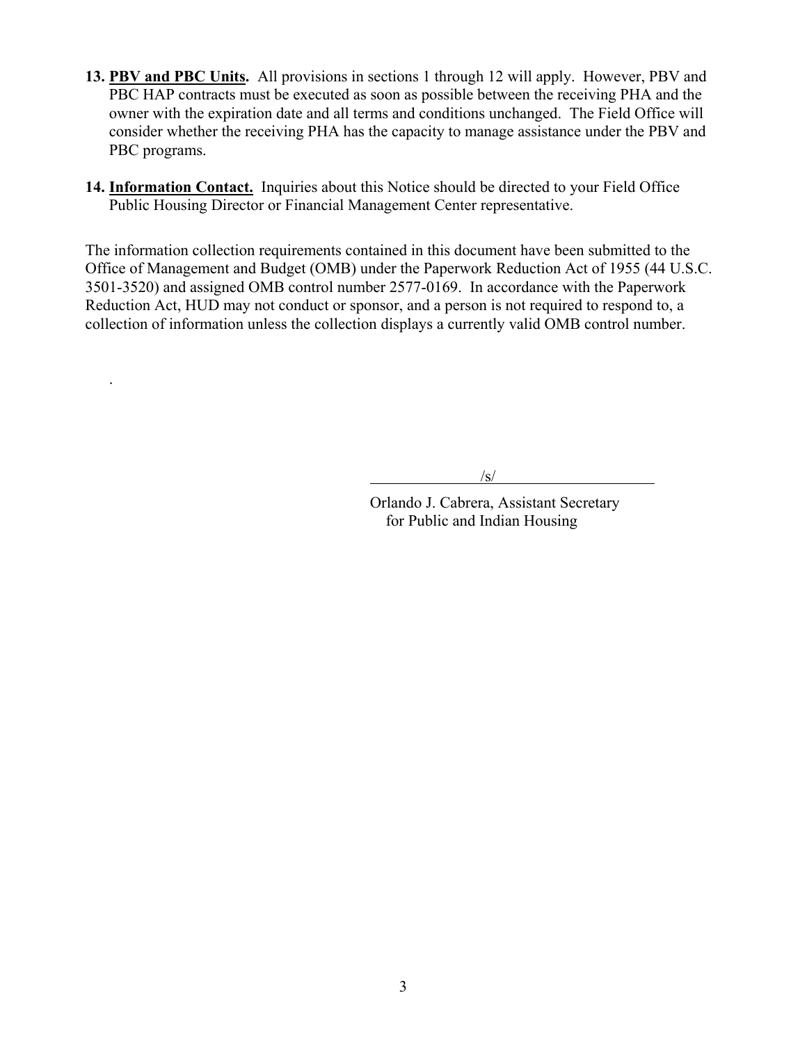13. **PBV and PBC Units.** All provisions in sections 1 through 12 will apply. However, PBV and PBC HAP contracts must be executed as soon as possible between the receiving PHA and the owner with the expiration date and all terms and conditions unchanged. The Field Office will consider whether the receiving PHA has the capacity to manage assistance under the PBV and PBC programs.

14. **Information Contact.** Inquiries about this Notice should be directed to your Field Office Public Housing Director or Financial Management Center representative.

The information collection requirements contained in this document have been submitted to the Office of Management and Budget (OMB) under the Paperwork Reduction Act of 1955 (44 U.S.C. 3501-3520) and assigned OMB control number 2577-0169. In accordance with the Paperwork Reduction Act, HUD may not conduct or sponsor, and a person is not required to respond to, a collection of information unless the collection displays a currently valid OMB control number.

.

/s/

Orlando J. Cabrera, Assistant Secretary
for Public and Indian Housing